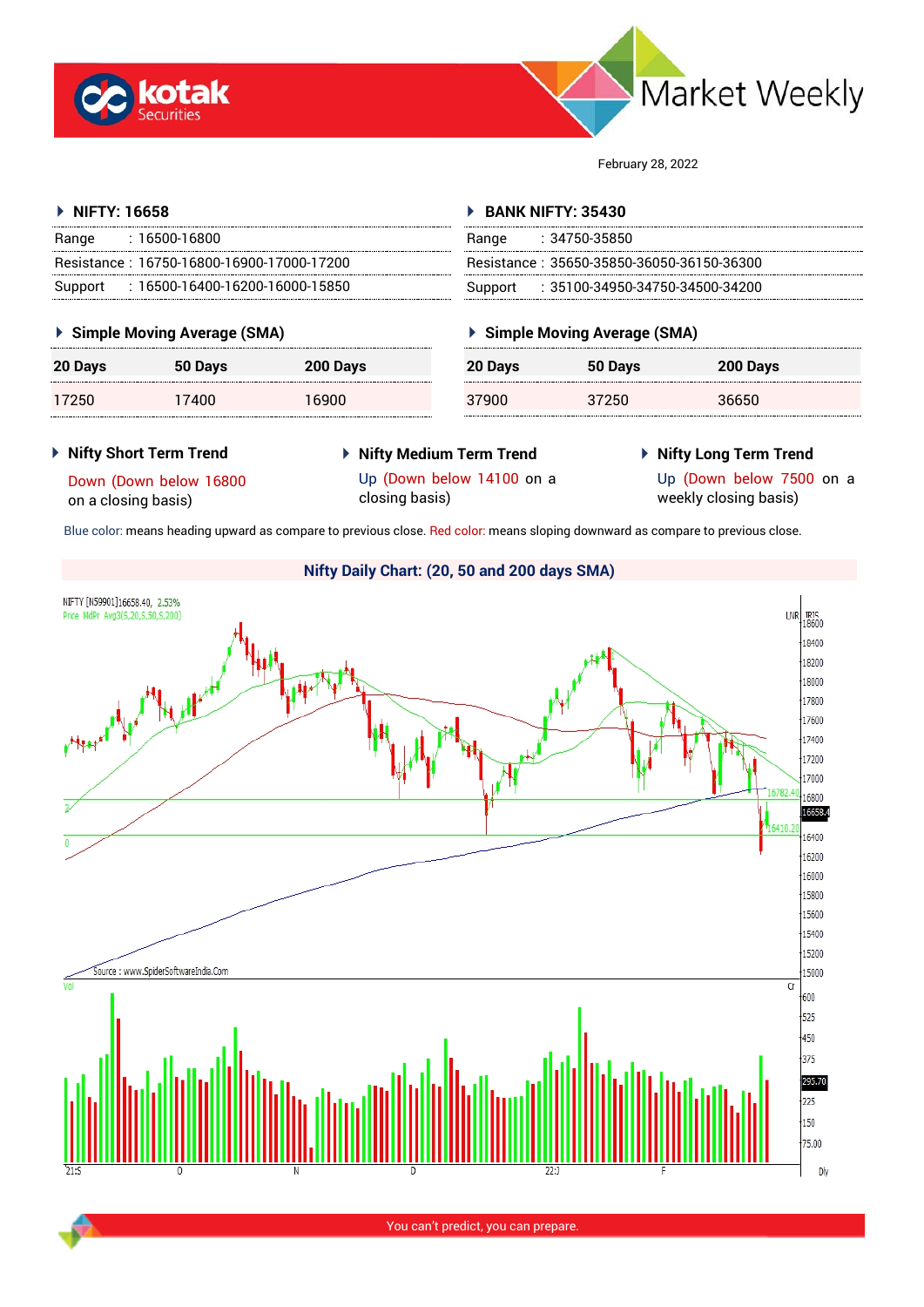**Market Weekly**

February 28, 2022

### NIFTY: 16658

| Range | : 16500-16800 |
|---|---|
| Resistance | : 16750-16800-16900-17000-17200 |
| Support | : 16500-16400-16200-16000-15850 |

### BANK NIFTY: 35430

| Range | : 34750-35850 |
|---|---|
| Resistance | : 35650-35850-36050-36150-36300 |
| Support | : 35100-34950-34750-34500-34200 |

### Simple Moving Average (SMA) – NIFTY

| 20 Days | 50 Days | 200 Days |
|---|---|---|
| 17250 | 17400 | 16900 |

### Simple Moving Average (SMA) – BANK NIFTY

| 20 Days | 50 Days | 200 Days |
|---|---|---|
| 37900 | 37250 | 36650 |

### Nifty Short Term Trend

Down (Down below 16800 on a closing basis)

### Nifty Medium Term Trend

Up (Down below 14100 on a closing basis)

### Nifty Long Term Trend

Up (Down below 7500 on a weekly closing basis)

Blue color: means heading upward as compare to previous close. Red color: means sloping downward as compare to previous close.

### Nifty Daily Chart: (20, 50 and 200 days SMA)

You can't predict, you can prepare.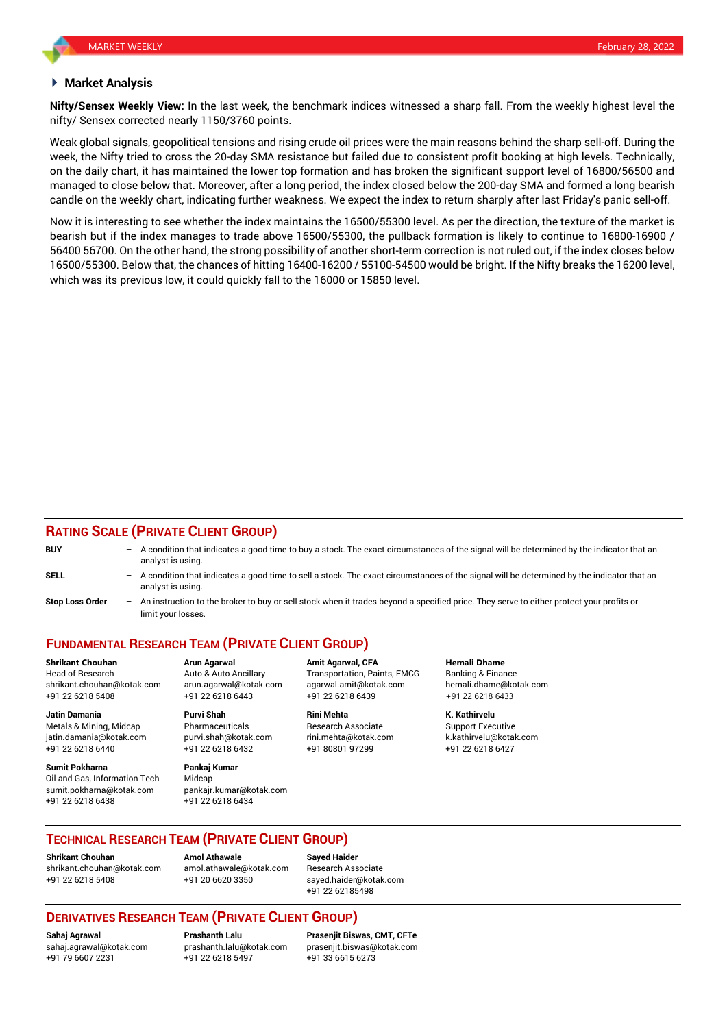## Market Analysis

**Nifty/Sensex Weekly View:** In the last week, the benchmark indices witnessed a sharp fall. From the weekly highest level the nifty/ Sensex corrected nearly 1150/3760 points.

Weak global signals, geopolitical tensions and rising crude oil prices were the main reasons behind the sharp sell-off. During the week, the Nifty tried to cross the 20-day SMA resistance but failed due to consistent profit booking at high levels. Technically, on the daily chart, it has maintained the lower top formation and has broken the significant support level of 16800/56500 and managed to close below that. Moreover, after a long period, the index closed below the 200-day SMA and formed a long bearish candle on the weekly chart, indicating further weakness. We expect the index to return sharply after last Friday's panic sell-off.

Now it is interesting to see whether the index maintains the 16500/55300 level. As per the direction, the texture of the market is bearish but if the index manages to trade above 16500/55300, the pullback formation is likely to continue to 16800-16900 / 56400 56700. On the other hand, the strong possibility of another short-term correction is not ruled out, if the index closes below 16500/55300. Below that, the chances of hitting 16400-16200 / 55100-54500 would be bright. If the Nifty breaks the 16200 level, which was its previous low, it could quickly fall to the 16000 or 15850 level.

## RATING SCALE (PRIVATE CLIENT GROUP)

| | | |
|---|---|---|
| **BUY** | – | A condition that indicates a good time to buy a stock. The exact circumstances of the signal will be determined by the indicator that an analyst is using. |
| **SELL** | – | A condition that indicates a good time to sell a stock. The exact circumstances of the signal will be determined by the indicator that an analyst is using. |
| **Stop Loss Order** | – | An instruction to the broker to buy or sell stock when it trades beyond a specified price. They serve to either protect your profits or limit your losses. |

## FUNDAMENTAL RESEARCH TEAM (PRIVATE CLIENT GROUP)

**Shrikant Chouhan**
Head of Research
shrikant.chouhan@kotak.com
+91 22 6218 5408

**Arun Agarwal**
Auto & Auto Ancillary
arun.agarwal@kotak.com
+91 22 6218 6443

**Amit Agarwal, CFA**
Transportation, Paints, FMCG
agarwal.amit@kotak.com
+91 22 6218 6439

**Hemali Dhame**
Banking & Finance
hemali.dhame@kotak.com
+91 22 6218 6433

**Jatin Damania**
Metals & Mining, Midcap
jatin.damania@kotak.com
+91 22 6218 6440

**Purvi Shah**
Pharmaceuticals
purvi.shah@kotak.com
+91 22 6218 6432

**Rini Mehta**
Research Associate
rini.mehta@kotak.com
+91 80801 97299

**K. Kathirvelu**
Support Executive
k.kathirvelu@kotak.com
+91 22 6218 6427

**Sumit Pokharna**
Oil and Gas, Information Tech
sumit.pokharna@kotak.com
+91 22 6218 6438

**Pankaj Kumar**
Midcap
pankajr.kumar@kotak.com
+91 22 6218 6434

## TECHNICAL RESEARCH TEAM (PRIVATE CLIENT GROUP)

**Shrikant Chouhan**
shrikant.chouhan@kotak.com
+91 22 6218 5408

**Amol Athawale**
amol.athawale@kotak.com
+91 20 6620 3350

**Sayed Haider**
Research Associate
sayed.haider@kotak.com
+91 22 62185498

## DERIVATIVES RESEARCH TEAM (PRIVATE CLIENT GROUP)

**Sahaj Agrawal**
sahaj.agrawal@kotak.com
+91 79 6607 2231

**Prashanth Lalu**
prashanth.lalu@kotak.com
+91 22 6218 5497

**Prasenjit Biswas, CMT, CFTe**
prasenjit.biswas@kotak.com
+91 33 6615 6273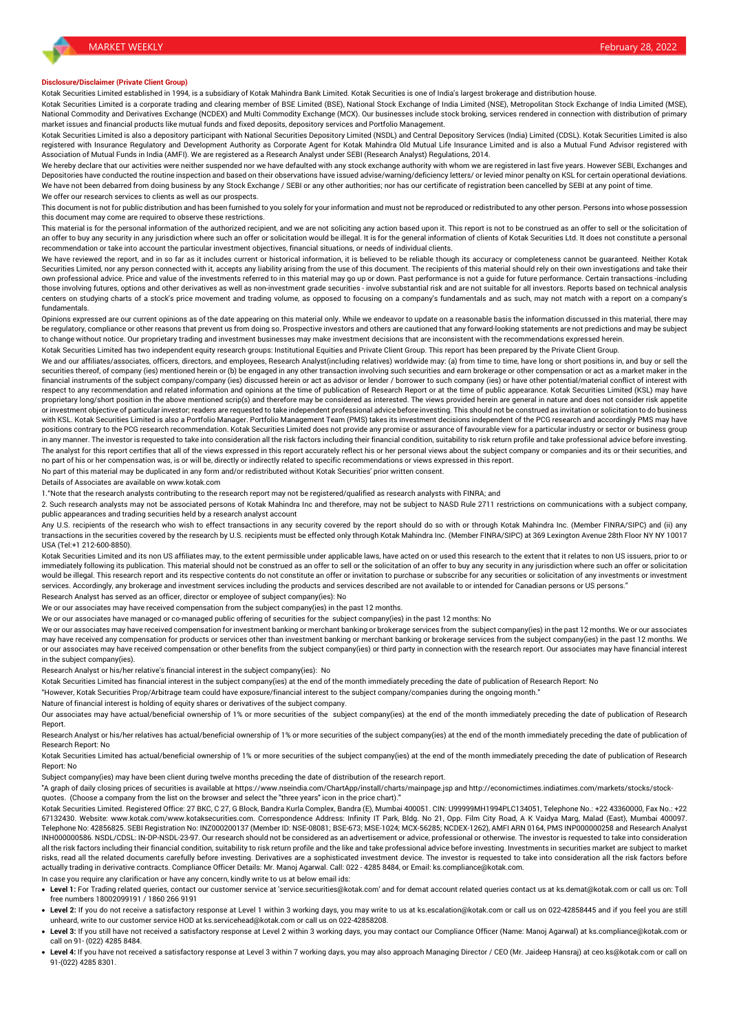### Disclosure/Disclaimer (Private Client Group)

Kotak Securities Limited established in 1994, is a subsidiary of Kotak Mahindra Bank Limited. Kotak Securities is one of India's largest brokerage and distribution house.

Kotak Securities Limited is a corporate trading and clearing member of BSE Limited (BSE), National Stock Exchange of India Limited (NSE), Metropolitan Stock Exchange of India Limited (MSE), National Commodity and Derivatives Exchange (NCDEX) and Multi Commodity Exchange (MCX). Our businesses include stock broking, services rendered in connection with distribution of primary market issues and financial products like mutual funds and fixed deposits, depository services and Portfolio Management.

Kotak Securities Limited is also a depository participant with National Securities Depository Limited (NSDL) and Central Depository Services (India) Limited (CDSL). Kotak Securities Limited is also registered with Insurance Regulatory and Development Authority as Corporate Agent for Kotak Mahindra Old Mutual Life Insurance Limited and is also a Mutual Fund Advisor registered with Association of Mutual Funds in India (AMFI). We are registered as a Research Analyst under SEBI (Research Analyst) Regulations, 2014.

We hereby declare that our activities were neither suspended nor we have defaulted with any stock exchange authority with whom we are registered in last five years. However SEBI, Exchanges and Depositories have conducted the routine inspection and based on their observations have issued advise/warning/deficiency letters/ or levied minor penalty on KSL for certain operational deviations. We have not been debarred from doing business by any Stock Exchange / SEBI or any other authorities; nor has our certificate of registration been cancelled by SEBI at any point of time.

We offer our research services to clients as well as our prospects.

This document is not for public distribution and has been furnished to you solely for your information and must not be reproduced or redistributed to any other person. Persons into whose possession this document may come are required to observe these restrictions.

This material is for the personal information of the authorized recipient, and we are not soliciting any action based upon it. This report is not to be construed as an offer to sell or the solicitation of an offer to buy any security in any jurisdiction where such an offer or solicitation would be illegal. It is for the general information of clients of Kotak Securities Ltd. It does not constitute a personal recommendation or take into account the particular investment objectives, financial situations, or needs of individual clients.

We have reviewed the report, and in so far as it includes current or historical information, it is believed to be reliable though its accuracy or completeness cannot be guaranteed. Neither Kotak Securities Limited, nor any person connected with it, accepts any liability arising from the use of this document. The recipients of this material should rely on their own investigations and take their own professional advice. Price and value of the investments referred to in this material may go up or down. Past performance is not a guide for future performance. Certain transactions -including those involving futures, options and other derivatives as well as non-investment grade securities - involve substantial risk and are not suitable for all investors. Reports based on technical analysis centers on studying charts of a stock's price movement and trading volume, as opposed to focusing on a company's fundamentals and as such, may not match with a report on a company's fundamentals.

Opinions expressed are our current opinions as of the date appearing on this material only. While we endeavor to update on a reasonable basis the information discussed in this material, there may be regulatory, compliance or other reasons that prevent us from doing so. Prospective investors and others are cautioned that any forward-looking statements are not predictions and may be subject to change without notice. Our proprietary trading and investment businesses may make investment decisions that are inconsistent with the recommendations expressed herein.

Kotak Securities Limited has two independent equity research groups: Institutional Equities and Private Client Group. This report has been prepared by the Private Client Group.

We and our affiliates/associates, officers, directors, and employees, Research Analyst(including relatives) worldwide may: (a) from time to time, have long or short positions in, and buy or sell the securities thereof, of company (ies) mentioned herein or (b) be engaged in any other transaction involving such securities and earn brokerage or other compensation or act as a market maker in the financial instruments of the subject company/company (ies) discussed herein or act as advisor or lender / borrower to such company (ies) or have other potential/material conflict of interest with respect to any recommendation and related information and opinions at the time of publication of Research Report or at the time of public appearance. Kotak Securities Limited (KSL) may have proprietary long/short position in the above mentioned scrip(s) and therefore may be considered as interested. The views provided herein are general in nature and does not consider risk appetite or investment objective of particular investor; readers are requested to take independent professional advice before investing. This should not be construed as invitation or solicitation to do business with KSL. Kotak Securities Limited is also a Portfolio Manager. Portfolio Management Team (PMS) takes its investment decisions independent of the PCG research and accordingly PMS may have positions contrary to the PCG research recommendation. Kotak Securities Limited does not provide any promise or assurance of favourable view for a particular industry or sector or business group in any manner. The investor is requested to take into consideration all the risk factors including their financial condition, suitability to risk return profile and take professional advice before investing.

The analyst for this report certifies that all of the views expressed in this report accurately reflect his or her personal views about the subject company or companies and its or their securities, and no part of his or her compensation was, is or will be, directly or indirectly related to specific recommendations or views expressed in this report.

No part of this material may be duplicated in any form and/or redistributed without Kotak Securities' prior written consent.

Details of Associates are available on www.kotak.com

1."Note that the research analysts contributing to the research report may not be registered/qualified as research analysts with FINRA; and

2. Such research analysts may not be associated persons of Kotak Mahindra Inc and therefore, may not be subject to NASD Rule 2711 restrictions on communications with a subject company, public appearances and trading securities held by a research analyst account

Any U.S. recipients of the research who wish to effect transactions in any security covered by the report should do so with or through Kotak Mahindra Inc. (Member FINRA/SIPC) and (ii) any transactions in the securities covered by the research by U.S. recipients must be effected only through Kotak Mahindra Inc. (Member FINRA/SIPC) at 369 Lexington Avenue 28th Floor NY NY 10017 USA (Tel:+1 212-600-8850).

Kotak Securities Limited and its non US affiliates may, to the extent permissible under applicable laws, have acted on or used this research to the extent that it relates to non US issuers, prior to or immediately following its publication. This material should not be construed as an offer to sell or the solicitation of an offer to buy any security in any jurisdiction where such an offer or solicitation would be illegal. This research report and its respective contents do not constitute an offer or invitation to purchase or subscribe for any securities or solicitation of any investments or investment services. Accordingly, any brokerage and investment services including the products and services described are not available to or intended for Canadian persons or US persons."

Research Analyst has served as an officer, director or employee of subject company(ies): No

We or our associates may have received compensation from the subject company(ies) in the past 12 months.

We or our associates have managed or co-managed public offering of securities for the subject company(ies) in the past 12 months: No

We or our associates may have received compensation for investment banking or merchant banking or brokerage services from the subject company(ies) in the past 12 months. We or our associates may have received any compensation for products or services other than investment banking or merchant banking or brokerage services from the subject company(ies) in the past 12 months. We or our associates may have received compensation or other benefits from the subject company(ies) or third party in connection with the research report. Our associates may have financial interest in the subject company(ies).

Research Analyst or his/her relative's financial interest in the subject company(ies): No

Kotak Securities Limited has financial interest in the subject company(ies) at the end of the month immediately preceding the date of publication of Research Report: No

"However, Kotak Securities Prop/Arbitrage team could have exposure/financial interest to the subject company/companies during the ongoing month."

Nature of financial interest is holding of equity shares or derivatives of the subject company.

Our associates may have actual/beneficial ownership of 1% or more securities of the subject company(ies) at the end of the month immediately preceding the date of publication of Research Report.

Research Analyst or his/her relatives has actual/beneficial ownership of 1% or more securities of the subject company(ies) at the end of the month immediately preceding the date of publication of Research Report: No

Kotak Securities Limited has actual/beneficial ownership of 1% or more securities of the subject company(ies) at the end of the month immediately preceding the date of publication of Research Report: No

Subject company(ies) may have been client during twelve months preceding the date of distribution of the research report.

"A graph of daily closing prices of securities is available at https://www.nseindia.com/ChartApp/install/charts/mainpage.jsp and http://economictimes.indiatimes.com/markets/stocks/stock-quotes. (Choose a company from the list on the browser and select the "three years" icon in the price chart)."

Kotak Securities Limited. Registered Office: 27 BKC, C 27, G Block, Bandra Kurla Complex, Bandra (E), Mumbai 400051. CIN: U99999MH1994PLC134051, Telephone No.: +22 43360000, Fax No.: +22 67132430. Website: www.kotak.com/www.kotaksecurities.com. Correspondence Address: Infinity IT Park, Bldg. No 21, Opp. Film City Road, A K Vaidya Marg, Malad (East), Mumbai 400097. Telephone No: 42856825. SEBI Registration No: INZ000200137 (Member ID: NSE-08081; BSE-673; MSE-1024; MCX-56285; NCDEX-1262), AMFI ARN 0164, PMS INP000000258 and Research Analyst INH000000586. NSDL/CDSL: IN-DP-NSDL-23-97. Our research should not be considered as an advertisement or advice, professional or otherwise. The investor is requested to take into consideration all the risk factors including their financial condition, suitability to risk return profile and the like and take professional advice before investing. Investments in securities market are subject to market risks, read all the related documents carefully before investing. Derivatives are a sophisticated investment device. The investor is requested to take into consideration all the risk factors before actually trading in derivative contracts. Compliance Officer Details: Mr. Manoj Agarwal. Call: 022 - 4285 8484, or Email: ks.compliance@kotak.com.

In case you require any clarification or have any concern, kindly write to us at below email ids:

- **Level 1:** For Trading related queries, contact our customer service at 'service.securities@kotak.com' and for demat account related queries contact us at ks.demat@kotak.com or call us on: Toll free numbers 18002099191 / 1860 266 9191
- **Level 2:** If you do not receive a satisfactory response at Level 1 within 3 working days, you may write to us at ks.escalation@kotak.com or call us on 022-42858445 and if you feel you are still unheard, write to our customer service HOD at ks.servicehead@kotak.com or call us on 022-42858208.
- **Level 3:** If you still have not received a satisfactory response at Level 2 within 3 working days, you may contact our Compliance Officer (Name: Manoj Agarwal) at ks.compliance@kotak.com or call on 91- (022) 4285 8484.
- **Level 4:** If you have not received a satisfactory response at Level 3 within 7 working days, you may also approach Managing Director / CEO (Mr. Jaideep Hansraj) at ceo.ks@kotak.com or call on 91-(022) 4285 8301.